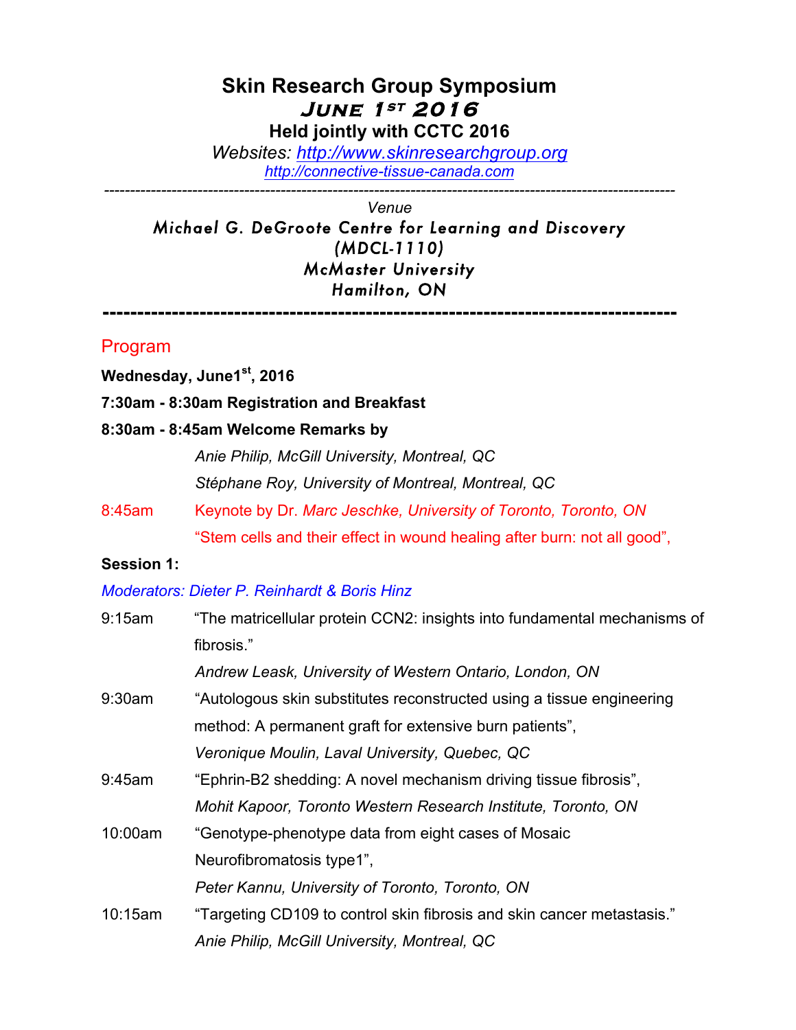# Skin Research Group Symposium

## June 1st 2016

### Held jointly with CCTC 2016

*Websites: http://www.skinresearchgroup.org*

*http://connective-tissue-canada.com*

---

*Venue*

**Michael G. DeGroote Centre for Learning and Discovery**
**(MDCL-1110)**
**McMaster University**
**Hamilton, ON**

---

## Program

**Wednesday, June1st, 2016**

**7:30am - 8:30am Registration and Breakfast**

**8:30am - 8:45am Welcome Remarks by**

*Anie Philip, McGill University, Montreal, QC*

*Stéphane Roy, University of Montreal, Montreal, QC*

8:45am Keynote by Dr. *Marc Jeschke, University of Toronto, Toronto, ON*

"Stem cells and their effect in wound healing after burn: not all good",

**Session 1:**

*Moderators: Dieter P. Reinhardt & Boris Hinz*

9:15am "The matricellular protein CCN2: insights into fundamental mechanisms of fibrosis."

*Andrew Leask, University of Western Ontario, London, ON*

9:30am "Autologous skin substitutes reconstructed using a tissue engineering method: A permanent graft for extensive burn patients",

*Veronique Moulin, Laval University, Quebec, QC*

9:45am "Ephrin-B2 shedding: A novel mechanism driving tissue fibrosis",

*Mohit Kapoor, Toronto Western Research Institute, Toronto, ON*

10:00am "Genotype-phenotype data from eight cases of Mosaic Neurofibromatosis type1",

*Peter Kannu, University of Toronto, Toronto, ON*

10:15am "Targeting CD109 to control skin fibrosis and skin cancer metastasis."

*Anie Philip, McGill University, Montreal, QC*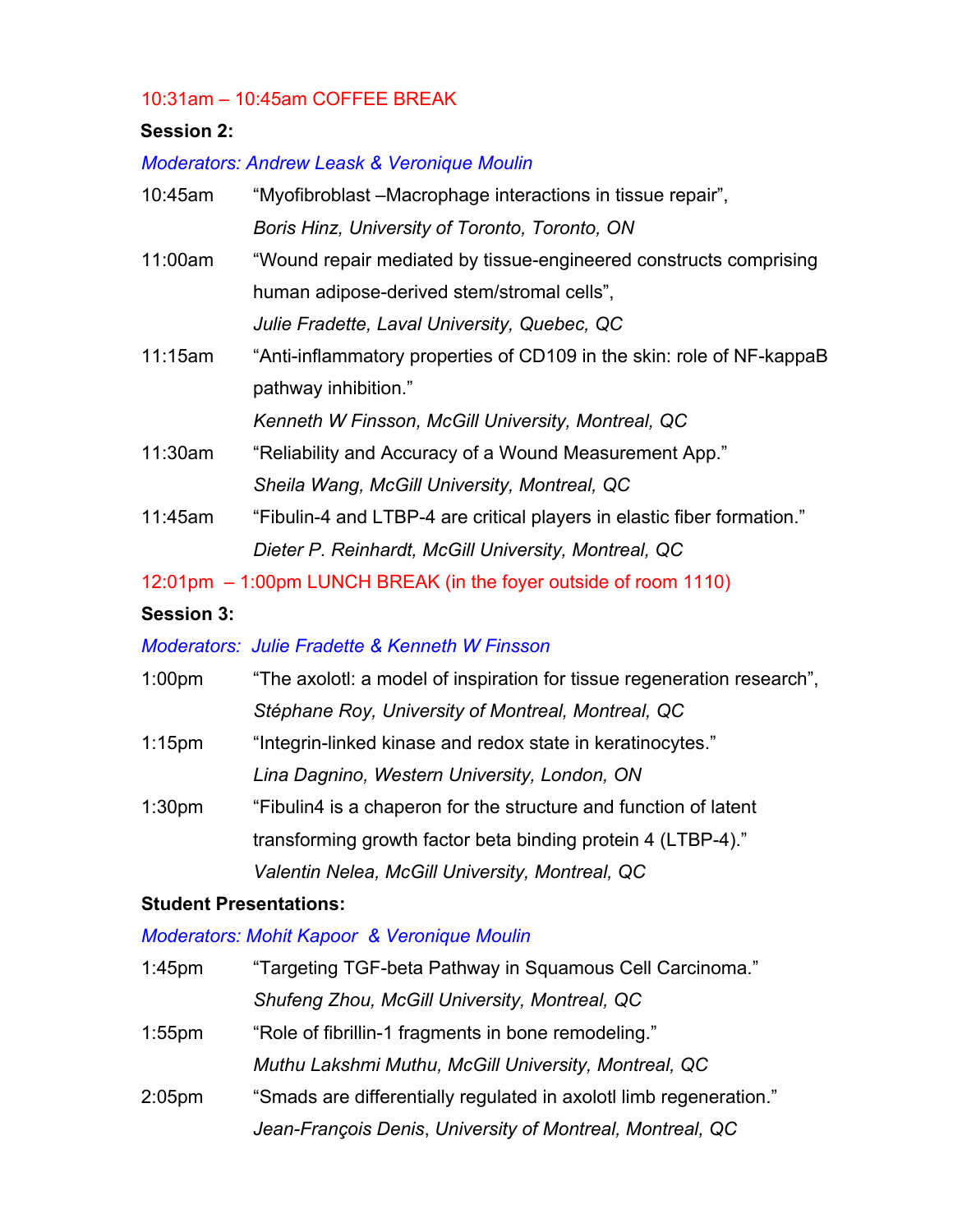10:31am – 10:45am COFFEE BREAK

**Session 2:**

*Moderators: Andrew Leask & Veronique Moulin*

10:45am "Myofibroblast –Macrophage interactions in tissue repair",
*Boris Hinz, University of Toronto, Toronto, ON*

11:00am "Wound repair mediated by tissue-engineered constructs comprising human adipose-derived stem/stromal cells",
*Julie Fradette, Laval University, Quebec, QC*

11:15am "Anti-inflammatory properties of CD109 in the skin: role of NF-kappaB pathway inhibition."
*Kenneth W Finsson, McGill University, Montreal, QC*

11:30am "Reliability and Accuracy of a Wound Measurement App."
*Sheila Wang, McGill University, Montreal, QC*

11:45am "Fibulin-4 and LTBP-4 are critical players in elastic fiber formation."
*Dieter P. Reinhardt, McGill University, Montreal, QC*

12:01pm – 1:00pm LUNCH BREAK (in the foyer outside of room 1110)

**Session 3:**

*Moderators: Julie Fradette & Kenneth W Finsson*

1:00pm "The axolotl: a model of inspiration for tissue regeneration research",
*Stéphane Roy, University of Montreal, Montreal, QC*

1:15pm "Integrin-linked kinase and redox state in keratinocytes."
*Lina Dagnino, Western University, London, ON*

1:30pm "Fibulin4 is a chaperon for the structure and function of latent transforming growth factor beta binding protein 4 (LTBP-4)."
*Valentin Nelea, McGill University, Montreal, QC*

**Student Presentations:**

*Moderators: Mohit Kapoor & Veronique Moulin*

1:45pm "Targeting TGF-beta Pathway in Squamous Cell Carcinoma."
*Shufeng Zhou, McGill University, Montreal, QC*

1:55pm "Role of fibrillin-1 fragments in bone remodeling."
*Muthu Lakshmi Muthu, McGill University, Montreal, QC*

2:05pm "Smads are differentially regulated in axolotl limb regeneration."
*Jean-François Denis, University of Montreal, Montreal, QC*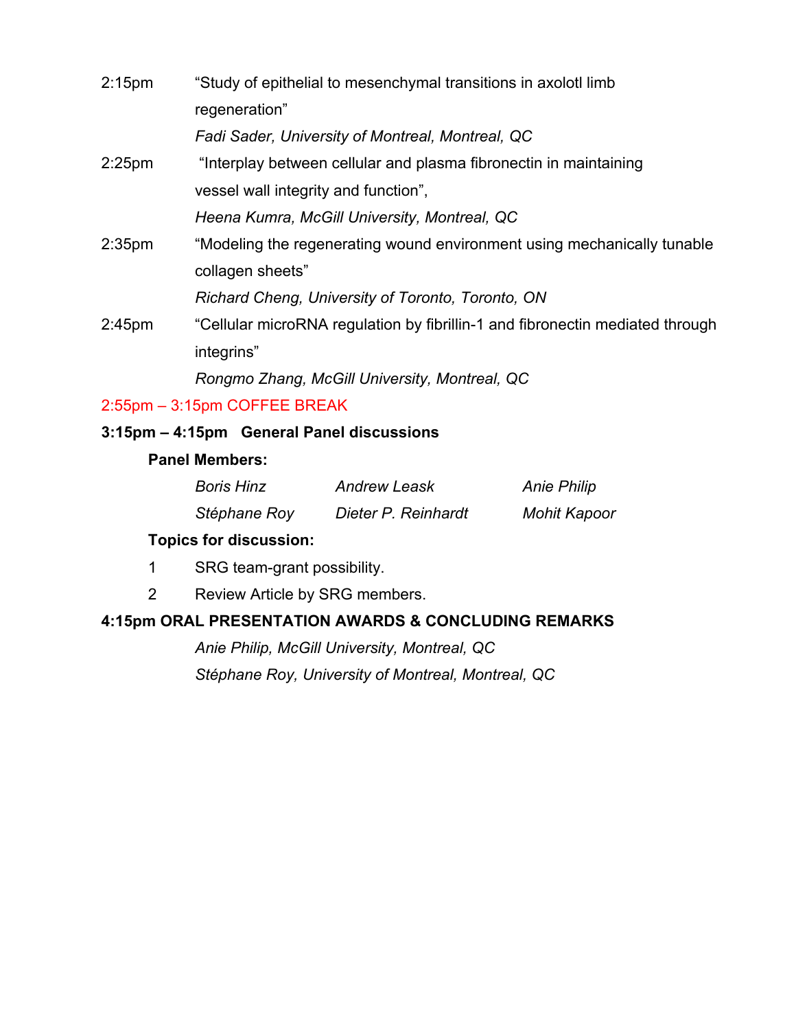2:15pm “Study of epithelial to mesenchymal transitions in axolotl limb regeneration”
*Fadi Sader, University of Montreal, Montreal, QC*

2:25pm “Interplay between cellular and plasma fibronectin in maintaining vessel wall integrity and function”,
*Heena Kumra, McGill University, Montreal, QC*

2:35pm “Modeling the regenerating wound environment using mechanically tunable collagen sheets”
*Richard Cheng, University of Toronto, Toronto, ON*

2:45pm “Cellular microRNA regulation by fibrillin-1 and fibronectin mediated through integrins”
*Rongmo Zhang, McGill University, Montreal, QC*

2:55pm – 3:15pm COFFEE BREAK

**3:15pm – 4:15pm General Panel discussions**

**Panel Members:**

| | | |
|---|---|---|
| *Boris Hinz* | *Andrew Leask* | *Anie Philip* |
| *Stéphane Roy* | *Dieter P. Reinhardt* | *Mohit Kapoor* |

**Topics for discussion:**

1. SRG team-grant possibility.
2. Review Article by SRG members.

**4:15pm ORAL PRESENTATION AWARDS & CONCLUDING REMARKS**

*Anie Philip, McGill University, Montreal, QC*
*Stéphane Roy, University of Montreal, Montreal, QC*